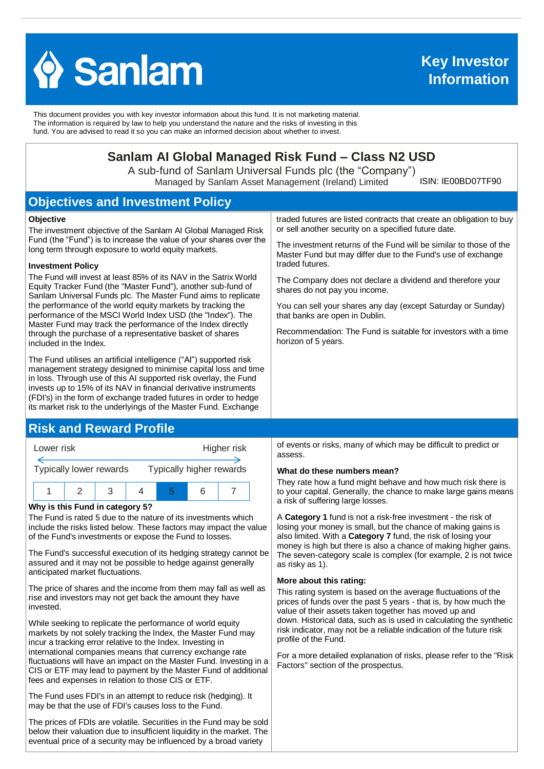Sanlam

# Key Investor Information

This document provides you with key investor information about this fund. It is not marketing material. The information is required by law to help you understand the nature and the risks of investing in this fund. You are advised to read it so you can make an informed decision about whether to invest.

## Sanlam AI Global Managed Risk Fund – Class N2 USD

A sub-fund of Sanlam Universal Funds plc (the "Company")
Managed by Sanlam Asset Management (Ireland) Limited  ISIN: IE00BD07TF90

## Objectives and Investment Policy

**Objective**

The investment objective of the Sanlam AI Global Managed Risk Fund (the "Fund") is to increase the value of your shares over the long term through exposure to world equity markets.

**Investment Policy**

The Fund will invest at least 85% of its NAV in the Satrix World Equity Tracker Fund (the "Master Fund"), another sub-fund of Sanlam Universal Funds plc. The Master Fund aims to replicate the performance of the world equity markets by tracking the performance of the MSCI World Index USD (the "Index"). The Master Fund may track the performance of the Index directly through the purchase of a representative basket of shares included in the Index.

The Fund utilises an artificial intelligence ("AI") supported risk management strategy designed to minimise capital loss and time in loss. Through use of this AI supported risk overlay, the Fund invests up to 15% of its NAV in financial derivative instruments (FDI's) in the form of exchange traded futures in order to hedge its market risk to the underlyings of the Master Fund. Exchange traded futures are listed contracts that create an obligation to buy or sell another security on a specified future date.

The investment returns of the Fund will be similar to those of the Master Fund but may differ due to the Fund's use of exchange traded futures.

The Company does not declare a dividend and therefore your shares do not pay you income.

You can sell your shares any day (except Saturday or Sunday) that banks are open in Dublin.

Recommendation: The Fund is suitable for investors with a time horizon of 5 years.

## Risk and Reward Profile

Lower risk — Higher risk

Typically lower rewards — Typically higher rewards

| 1 | 2 | 3 | 4 | **5** | 6 | 7 |
|---|---|---|---|---|---|---|

**Why is this Fund in category 5?**

The Fund is rated 5 due to the nature of its investments which include the risks listed below. These factors may impact the value of the Fund's investments or expose the Fund to losses.

The Fund's successful execution of its hedging strategy cannot be assured and it may not be possible to hedge against generally anticipated market fluctuations.

The price of shares and the income from them may fall as well as rise and investors may not get back the amount they have invested.

While seeking to replicate the performance of world equity markets by not solely tracking the Index, the Master Fund may incur a tracking error relative to the Index. Investing in international companies means that currency exchange rate fluctuations will have an impact on the Master Fund. Investing in a CIS or ETF may lead to payment by the Master Fund of additional fees and expenses in relation to those CIS or ETF.

The Fund uses FDI's in an attempt to reduce risk (hedging). It may be that the use of FDI's causes loss to the Fund.

The prices of FDIs are volatile. Securities in the Fund may be sold below their valuation due to insufficient liquidity in the market. The eventual price of a security may be influenced by a broad variety of events or risks, many of which may be difficult to predict or assess.

**What do these numbers mean?**

They rate how a fund might behave and how much risk there is to your capital. Generally, the chance to make large gains means a risk of suffering large losses.

A **Category 1** fund is not a risk-free investment - the risk of losing your money is small, but the chance of making gains is also limited. With a **Category 7** fund, the risk of losing your money is high but there is also a chance of making higher gains. The seven-category scale is complex (for example, 2 is not twice as risky as 1).

**More about this rating:**

This rating system is based on the average fluctuations of the prices of funds over the past 5 years - that is, by how much the value of their assets taken together has moved up and down. Historical data, such as is used in calculating the synthetic risk indicator, may not be a reliable indication of the future risk profile of the Fund.

For a more detailed explanation of risks, please refer to the "Risk Factors" section of the prospectus.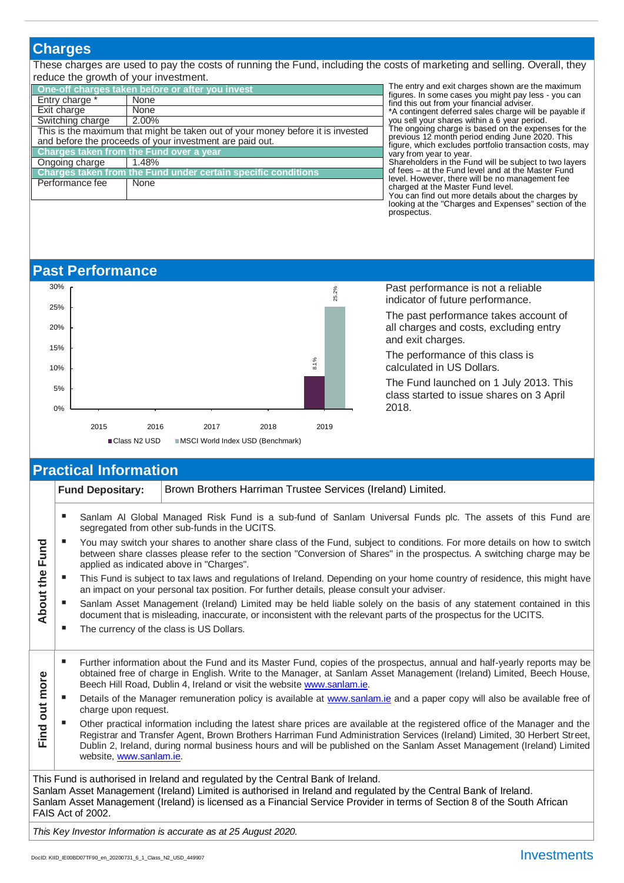## Charges

These charges are used to pay the costs of running the Fund, including the costs of marketing and selling. Overall, they reduce the growth of your investment.

| One-off charges taken before or after you invest | |
|---|---|
| Entry charge * | None |
| Exit charge | None |
| Switching charge | 2.00% |
| This is the maximum that might be taken out of your money before it is invested and before the proceeds of your investment are paid out. | |
| **Charges taken from the Fund over a year** | |
| Ongoing charge | 1.48% |
| **Charges taken from the Fund under certain specific conditions** | |
| Performance fee | None |

The entry and exit charges shown are the maximum figures. In some cases you might pay less - you can find this out from your financial adviser.

*A contingent deferred sales charge will be payable if you sell your shares within a 6 year period.

The ongoing charge is based on the expenses for the previous 12 month period ending June 2020. This figure, which excludes portfolio transaction costs, may vary from year to year.

Shareholders in the Fund will be subject to two layers of fees – at the Fund level and at the Master Fund level. However, there will be no management fee charged at the Master Fund level.

You can find out more details about the charges by looking at the "Charges and Expenses" section of the prospectus.

## Past Performance

30%
25%
20%
15%
10%
5%
0%

8.1%
25.2%

2015
2016
2017
2018
2019

Class N2 USD
MSCI World Index USD (Benchmark)

Past performance is not a reliable indicator of future performance.

The past performance takes account of all charges and costs, excluding entry and exit charges.

The performance of this class is calculated in US Dollars.

The Fund launched on 1 July 2013. This class started to issue shares on 3 April 2018.

## Practical Information

**Fund Depositary:** Brown Brothers Harriman Trustee Services (Ireland) Limited.

### About the Fund

- Sanlam AI Global Managed Risk Fund is a sub-fund of Sanlam Universal Funds plc. The assets of this Fund are segregated from other sub-funds in the UCITS.
- You may switch your shares to another share class of the Fund, subject to conditions. For more details on how to switch between share classes please refer to the section "Conversion of Shares" in the prospectus. A switching charge may be applied as indicated above in "Charges".
- This Fund is subject to tax laws and regulations of Ireland. Depending on your home country of residence, this might have an impact on your personal tax position. For further details, please consult your adviser.
- Sanlam Asset Management (Ireland) Limited may be held liable solely on the basis of any statement contained in this document that is misleading, inaccurate, or inconsistent with the relevant parts of the prospectus for the UCITS.
- The currency of the class is US Dollars.

### Find out more

- Further information about the Fund and its Master Fund, copies of the prospectus, annual and half-yearly reports may be obtained free of charge in English. Write to the Manager, at Sanlam Asset Management (Ireland) Limited, Beech House, Beech Hill Road, Dublin 4, Ireland or visit the website www.sanlam.ie.
- Details of the Manager remuneration policy is available at www.sanlam.ie and a paper copy will also be available free of charge upon request.
- Other practical information including the latest share prices are available at the registered office of the Manager and the Registrar and Transfer Agent, Brown Brothers Harriman Fund Administration Services (Ireland) Limited, 30 Herbert Street, Dublin 2, Ireland, during normal business hours and will be published on the Sanlam Asset Management (Ireland) Limited website, www.sanlam.ie.

This Fund is authorised in Ireland and regulated by the Central Bank of Ireland.
Sanlam Asset Management (Ireland) Limited is authorised in Ireland and regulated by the Central Bank of Ireland.
Sanlam Asset Management (Ireland) is licensed as a Financial Service Provider in terms of Section 8 of the South African FAIS Act of 2002.

*This Key Investor Information is accurate as at 25 August 2020.*

DocID: KIID_IE00BD07TF90_en_20200731_6_1_Class_N2_USD_449907

Investments